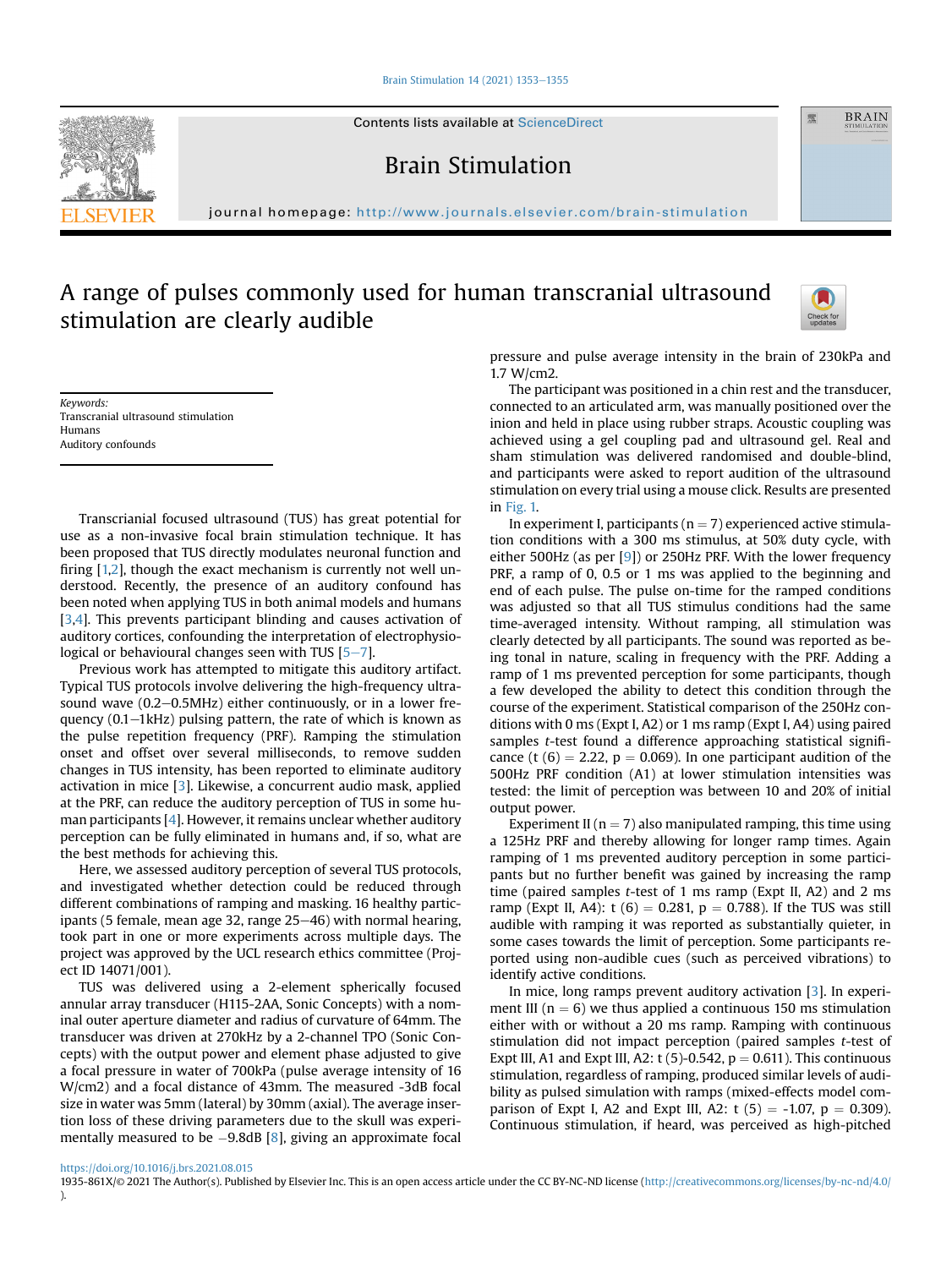# A range of pulses commonly used for human transcranial ultrasound stimulation are clearly audible

*Keywords:*
Transcranial ultrasound stimulation
Humans
Auditory confounds

Transcrianial focused ultrasound (TUS) has great potential for use as a non-invasive focal brain stimulation technique. It has been proposed that TUS directly modulates neuronal function and firing [1,2], though the exact mechanism is currently not well understood. Recently, the presence of an auditory confound has been noted when applying TUS in both animal models and humans [3,4]. This prevents participant blinding and causes activation of auditory cortices, confounding the interpretation of electrophysiological or behavioural changes seen with TUS [5–7].

Previous work has attempted to mitigate this auditory artifact. Typical TUS protocols involve delivering the high-frequency ultrasound wave (0.2–0.5MHz) either continuously, or in a lower frequency (0.1–1kHz) pulsing pattern, the rate of which is known as the pulse repetition frequency (PRF). Ramping the stimulation onset and offset over several milliseconds, to remove sudden changes in TUS intensity, has been reported to eliminate auditory activation in mice [3]. Likewise, a concurrent audio mask, applied at the PRF, can reduce the auditory perception of TUS in some human participants [4]. However, it remains unclear whether auditory perception can be fully eliminated in humans and, if so, what are the best methods for achieving this.

Here, we assessed auditory perception of several TUS protocols, and investigated whether detection could be reduced through different combinations of ramping and masking. 16 healthy participants (5 female, mean age 32, range 25–46) with normal hearing, took part in one or more experiments across multiple days. The project was approved by the UCL research ethics committee (Project ID 14071/001).

TUS was delivered using a 2-element spherically focused annular array transducer (H115-2AA, Sonic Concepts) with a nominal outer aperture diameter and radius of curvature of 64mm. The transducer was driven at 270kHz by a 2-channel TPO (Sonic Concepts) with the output power and element phase adjusted to give a focal pressure in water of 700kPa (pulse average intensity of 16 W/cm2) and a focal distance of 43mm. The measured -3dB focal size in water was 5mm (lateral) by 30mm (axial). The average insertion loss of these driving parameters due to the skull was experimentally measured to be −9.8dB [8], giving an approximate focal pressure and pulse average intensity in the brain of 230kPa and 1.7 W/cm2.

The participant was positioned in a chin rest and the transducer, connected to an articulated arm, was manually positioned over the inion and held in place using rubber straps. Acoustic coupling was achieved using a gel coupling pad and ultrasound gel. Real and sham stimulation was delivered randomised and double-blind, and participants were asked to report audition of the ultrasound stimulation on every trial using a mouse click. Results are presented in Fig. 1.

In experiment I, participants ($n = 7$) experienced active stimulation conditions with a 300 ms stimulus, at 50% duty cycle, with either 500Hz (as per [9]) or 250Hz PRF. With the lower frequency PRF, a ramp of 0, 0.5 or 1 ms was applied to the beginning and end of each pulse. The pulse on-time for the ramped conditions was adjusted so that all TUS stimulus conditions had the same time-averaged intensity. Without ramping, all stimulation was clearly detected by all participants. The sound was reported as being tonal in nature, scaling in frequency with the PRF. Adding a ramp of 1 ms prevented perception for some participants, though a few developed the ability to detect this condition through the course of the experiment. Statistical comparison of the 250Hz conditions with 0 ms (Expt I, A2) or 1 ms ramp (Expt I, A4) using paired samples *t*-test found a difference approaching statistical significance ($t(6) = 2.22$, $p = 0.069$). In one participant audition of the 500Hz PRF condition (A1) at lower stimulation intensities was tested: the limit of perception was between 10 and 20% of initial output power.

Experiment II ($n = 7$) also manipulated ramping, this time using a 125Hz PRF and thereby allowing for longer ramp times. Again ramping of 1 ms prevented auditory perception in some participants but no further benefit was gained by increasing the ramp time (paired samples *t*-test of 1 ms ramp (Expt II, A2) and 2 ms ramp (Expt II, A4): $t(6) = 0.281$, $p = 0.788$). If the TUS was still audible with ramping it was reported as substantially quieter, in some cases towards the limit of perception. Some participants reported using non-audible cues (such as perceived vibrations) to identify active conditions.

In mice, long ramps prevent auditory activation [3]. In experiment III ($n = 6$) we thus applied a continuous 150 ms stimulation either with or without a 20 ms ramp. Ramping with continuous stimulation did not impact perception (paired samples *t*-test of Expt III, A1 and Expt III, A2: $t(5)$-0.542, $p = 0.611$). This continuous stimulation, regardless of ramping, produced similar levels of audibility as pulsed simulation with ramps (mixed-effects model comparison of Expt I, A2 and Expt III, A2: $t(5) = -1.07$, $p = 0.309$). Continuous stimulation, if heard, was perceived as high-pitched

https://doi.org/10.1016/j.brs.2021.08.015
1935-861X/© 2021 The Author(s). Published by Elsevier Inc. This is an open access article under the CC BY-NC-ND license (http://creativecommons.org/licenses/by-nc-nd/4.0/).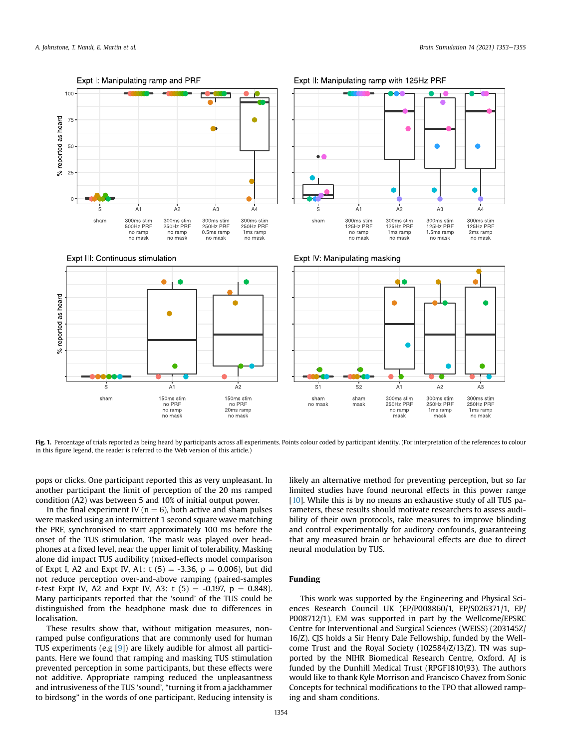Fig. 1. Percentage of trials reported as being heard by participants across all experiments. Points colour coded by participant identity. (For interpretation of the references to colour in this figure legend, the reader is referred to the Web version of this article.)

pops or clicks. One participant reported this as very unpleasant. In another participant the limit of perception of the 20 ms ramped condition (A2) was between 5 and 10% of initial output power.

In the final experiment IV ($n = 6$), both active and sham pulses were masked using an intermittent 1 second square wave matching the PRF, synchronised to start approximately 100 ms before the onset of the TUS stimulation. The mask was played over headphones at a fixed level, near the upper limit of tolerability. Masking alone did impact TUS audibility (mixed-effects model comparison of Expt I, A2 and Expt IV, A1: $t(5) = -3.36$, $p = 0.006$), but did not reduce perception over-and-above ramping (paired-samples *t*-test Expt IV, A2 and Expt IV, A3: $t(5) = -0.197$, $p = 0.848$). Many participants reported that the 'sound' of the TUS could be distinguished from the headphone mask due to differences in localisation.

These results show that, without mitigation measures, non-ramped pulse configurations that are commonly used for human TUS experiments (e.g [9]) are likely audible for almost all participants. Here we found that ramping and masking TUS stimulation prevented perception in some participants, but these effects were not additive. Appropriate ramping reduced the unpleasantness and intrusiveness of the TUS 'sound', "turning it from a jackhammer to birdsong" in the words of one participant. Reducing intensity is likely an alternative method for preventing perception, but so far limited studies have found neuronal effects in this power range [10]. While this is by no means an exhaustive study of all TUS parameters, these results should motivate researchers to assess audibility of their own protocols, take measures to improve blinding and control experimentally for auditory confounds, guaranteeing that any measured brain or behavioural effects are due to direct neural modulation by TUS.

## Funding

This work was supported by the Engineering and Physical Sciences Research Council UK (EP/P008860/1, EP/S026371/1, EP/P008712/1). EM was supported in part by the Wellcome/EPSRC Centre for Interventional and Surgical Sciences (WEISS) (203145Z/16/Z). CJS holds a Sir Henry Dale Fellowship, funded by the Wellcome Trust and the Royal Society (102584/Z/13/Z). TN was supported by the NIHR Biomedical Research Centre, Oxford. AJ is funded by the Dunhill Medical Trust (RPGF1810\93). The authors would like to thank Kyle Morrison and Francisco Chavez from Sonic Concepts for technical modifications to the TPO that allowed ramping and sham conditions.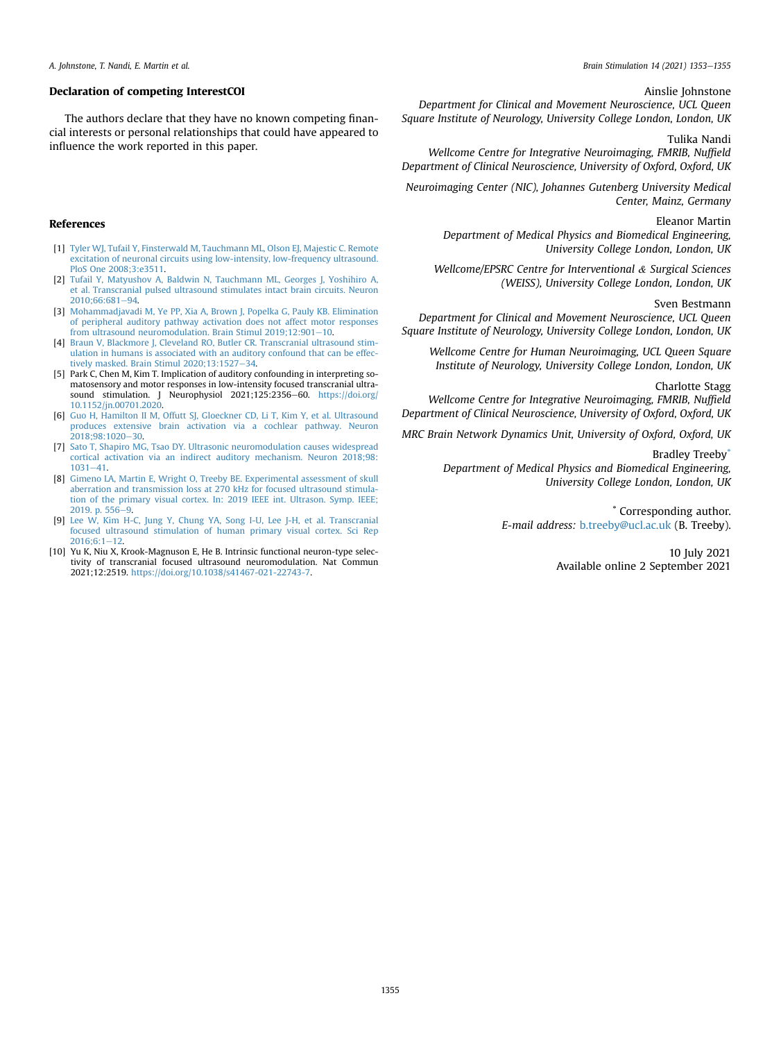## Declaration of competing InterestCOI

The authors declare that they have no known competing financial interests or personal relationships that could have appeared to influence the work reported in this paper.

## References

[1] Tyler WJ, Tufail Y, Finsterwald M, Tauchmann ML, Olson EJ, Majestic C. Remote excitation of neuronal circuits using low-intensity, low-frequency ultrasound. PloS One 2008;3:e3511.

[2] Tufail Y, Matyushov A, Baldwin N, Tauchmann ML, Georges J, Yoshihiro A, et al. Transcranial pulsed ultrasound stimulates intact brain circuits. Neuron 2010;66:681–94.

[3] Mohammadjavadi M, Ye PP, Xia A, Brown J, Popelka G, Pauly KB. Elimination of peripheral auditory pathway activation does not affect motor responses from ultrasound neuromodulation. Brain Stimul 2019;12:901–10.

[4] Braun V, Blackmore J, Cleveland RO, Butler CR. Transcranial ultrasound stimulation in humans is associated with an auditory confound that can be effectively masked. Brain Stimul 2020;13:1527–34.

[5] Park C, Chen M, Kim T. Implication of auditory confounding in interpreting somatosensory and motor responses in low-intensity focused transcranial ultrasound stimulation. J Neurophysiol 2021;125:2356–60. https://doi.org/10.1152/jn.00701.2020.

[6] Guo H, Hamilton II M, Offutt SJ, Gloeckner CD, Li T, Kim Y, et al. Ultrasound produces extensive brain activation via a cochlear pathway. Neuron 2018;98:1020–30.

[7] Sato T, Shapiro MG, Tsao DY. Ultrasonic neuromodulation causes widespread cortical activation via an indirect auditory mechanism. Neuron 2018;98:1031–41.

[8] Gimeno LA, Martin E, Wright O, Treeby BE. Experimental assessment of skull aberration and transmission loss at 270 kHz for focused ultrasound stimulation of the primary visual cortex. In: 2019 IEEE int. Ultrason. Symp. IEEE; 2019. p. 556–9.

[9] Lee W, Kim H-C, Jung Y, Chung YA, Song I-U, Lee J-H, et al. Transcranial focused ultrasound stimulation of human primary visual cortex. Sci Rep 2016;6:1–12.

[10] Yu K, Niu X, Krook-Magnuson E, He B. Intrinsic functional neuron-type selectivity of transcranial focused ultrasound neuromodulation. Nat Commun 2021;12:2519. https://doi.org/10.1038/s41467-021-22743-7.

Ainslie Johnstone
*Department for Clinical and Movement Neuroscience, UCL Queen Square Institute of Neurology, University College London, London, UK*

Tulika Nandi
*Wellcome Centre for Integrative Neuroimaging, FMRIB, Nuffield Department of Clinical Neuroscience, University of Oxford, Oxford, UK*

*Neuroimaging Center (NIC), Johannes Gutenberg University Medical Center, Mainz, Germany*

Eleanor Martin
*Department of Medical Physics and Biomedical Engineering, University College London, London, UK*

*Wellcome/EPSRC Centre for Interventional & Surgical Sciences (WEISS), University College London, London, UK*

Sven Bestmann
*Department for Clinical and Movement Neuroscience, UCL Queen Square Institute of Neurology, University College London, London, UK*

*Wellcome Centre for Human Neuroimaging, UCL Queen Square Institute of Neurology, University College London, London, UK*

Charlotte Stagg
*Wellcome Centre for Integrative Neuroimaging, FMRIB, Nuffield Department of Clinical Neuroscience, University of Oxford, Oxford, UK*

*MRC Brain Network Dynamics Unit, University of Oxford, Oxford, UK*

Bradley Treeby*
*Department of Medical Physics and Biomedical Engineering, University College London, London, UK*

* Corresponding author.
*E-mail address:* b.treeby@ucl.ac.uk (B. Treeby).

10 July 2021
Available online 2 September 2021